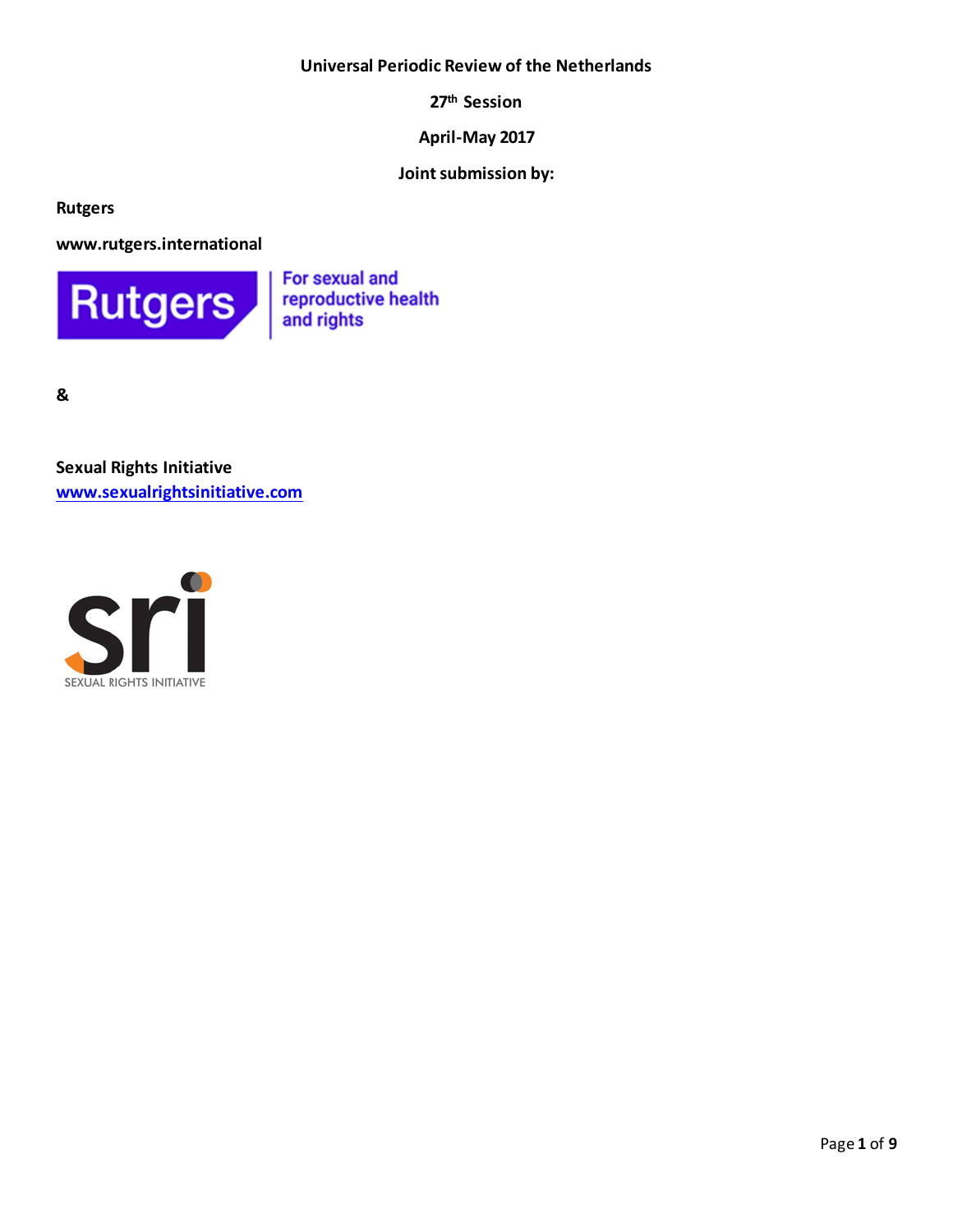**Universal Periodic Review of the Netherlands**

**27th Session**

**April-May 2017**

**Joint submission by:**

**Rutgers**

**www.rutgers.international**

Rutgers | For sexual and reproductive health and rights

**&**

**Sexual Rights Initiative**
**www.sexualrightsinitiative.com**

sri SEXUAL RIGHTS INITIATIVE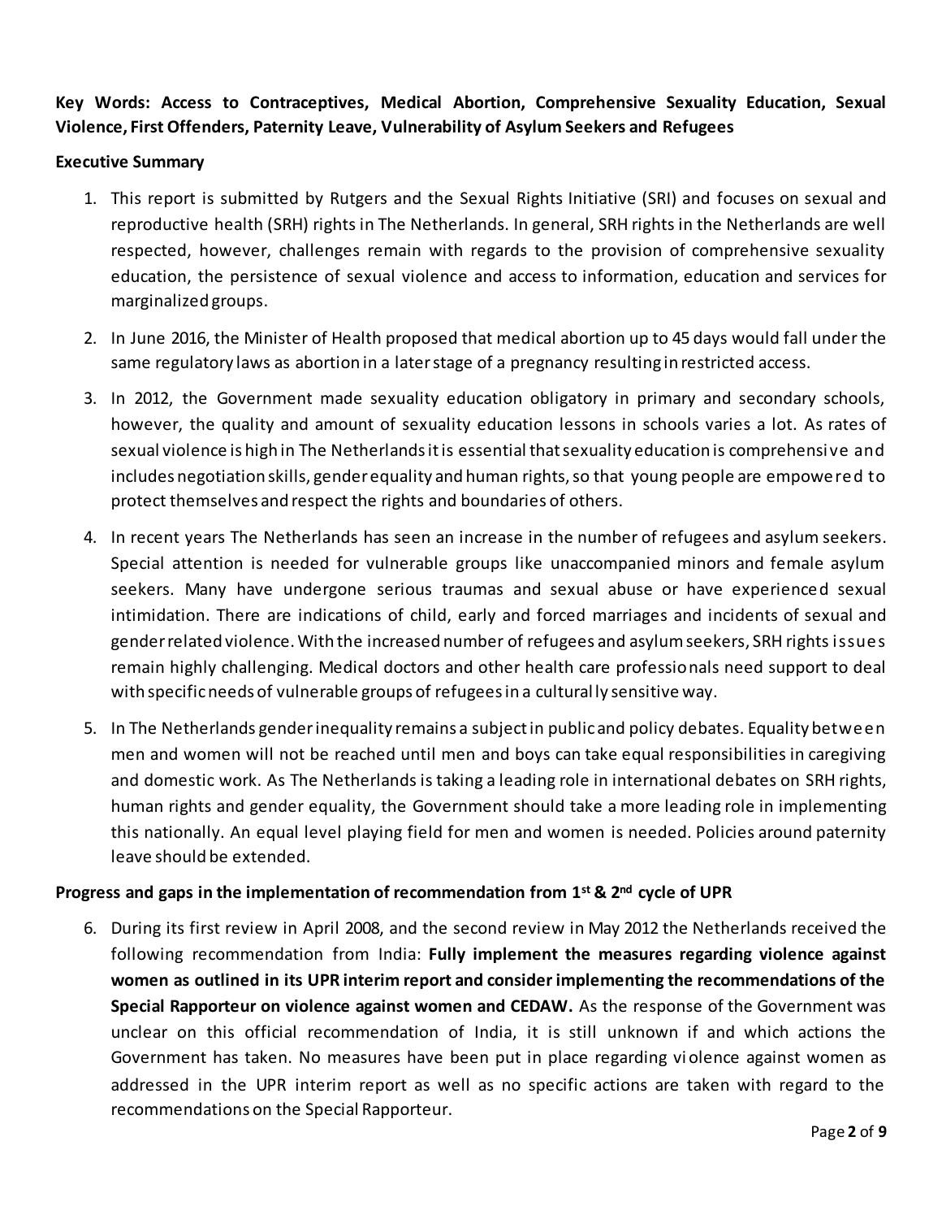**Key Words: Access to Contraceptives, Medical Abortion, Comprehensive Sexuality Education, Sexual Violence, First Offenders, Paternity Leave, Vulnerability of Asylum Seekers and Refugees**

**Executive Summary**

1. This report is submitted by Rutgers and the Sexual Rights Initiative (SRI) and focuses on sexual and reproductive health (SRH) rights in The Netherlands. In general, SRH rights in the Netherlands are well respected, however, challenges remain with regards to the provision of comprehensive sexuality education, the persistence of sexual violence and access to information, education and services for marginalized groups.
2. In June 2016, the Minister of Health proposed that medical abortion up to 45 days would fall under the same regulatory laws as abortion in a later stage of a pregnancy resulting in restricted access.
3. In 2012, the Government made sexuality education obligatory in primary and secondary schools, however, the quality and amount of sexuality education lessons in schools varies a lot. As rates of sexual violence is high in The Netherlands it is essential that sexuality education is comprehensive and includes negotiation skills, gender equality and human rights, so that young people are empowered to protect themselves and respect the rights and boundaries of others.
4. In recent years The Netherlands has seen an increase in the number of refugees and asylum seekers. Special attention is needed for vulnerable groups like unaccompanied minors and female asylum seekers. Many have undergone serious traumas and sexual abuse or have experienced sexual intimidation. There are indications of child, early and forced marriages and incidents of sexual and gender related violence. With the increased number of refugees and asylum seekers, SRH rights issues remain highly challenging. Medical doctors and other health care professionals need support to deal with specific needs of vulnerable groups of refugees in a culturally sensitive way.
5. In The Netherlands gender inequality remains a subject in public and policy debates. Equality between men and women will not be reached until men and boys can take equal responsibilities in caregiving and domestic work. As The Netherlands is taking a leading role in international debates on SRH rights, human rights and gender equality, the Government should take a more leading role in implementing this nationally. An equal level playing field for men and women is needed. Policies around paternity leave should be extended.

**Progress and gaps in the implementation of recommendation from 1st & 2nd cycle of UPR**

6. During its first review in April 2008, and the second review in May 2012 the Netherlands received the following recommendation from India: **Fully implement the measures regarding violence against women as outlined in its UPR interim report and consider implementing the recommendations of the Special Rapporteur on violence against women and CEDAW.** As the response of the Government was unclear on this official recommendation of India, it is still unknown if and which actions the Government has taken. No measures have been put in place regarding violence against women as addressed in the UPR interim report as well as no specific actions are taken with regard to the recommendations on the Special Rapporteur.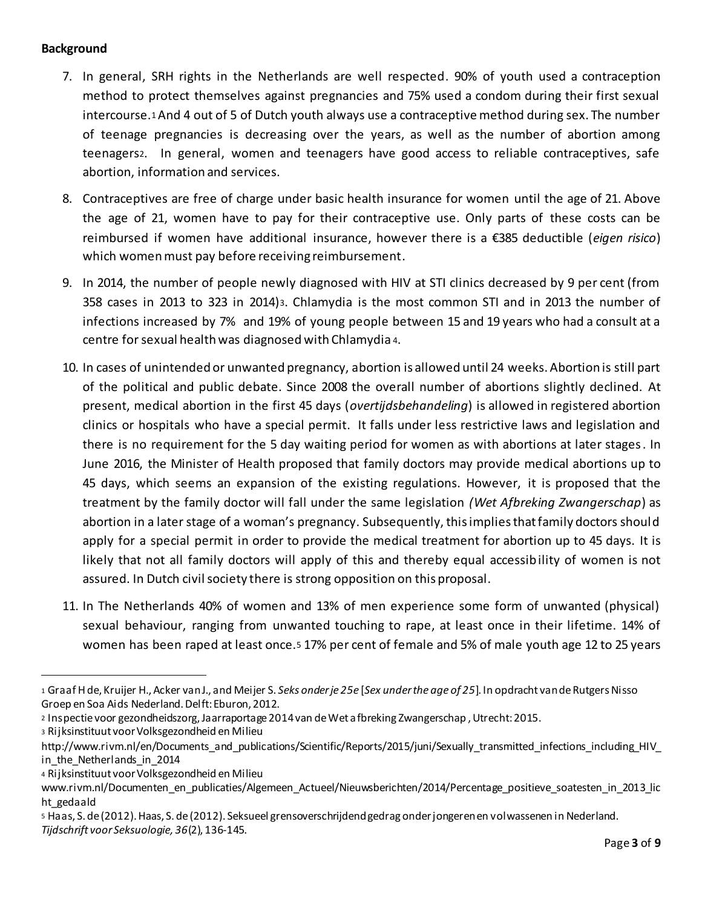**Background**

7. In general, SRH rights in the Netherlands are well respected. 90% of youth used a contraception method to protect themselves against pregnancies and 75% used a condom during their first sexual intercourse.[1] And 4 out of 5 of Dutch youth always use a contraceptive method during sex. The number of teenage pregnancies is decreasing over the years, as well as the number of abortion among teenagers[2]. In general, women and teenagers have good access to reliable contraceptives, safe abortion, information and services.

8. Contraceptives are free of charge under basic health insurance for women until the age of 21. Above the age of 21, women have to pay for their contraceptive use. Only parts of these costs can be reimbursed if women have additional insurance, however there is a €385 deductible (*eigen risico*) which women must pay before receiving reimbursement.

9. In 2014, the number of people newly diagnosed with HIV at STI clinics decreased by 9 per cent (from 358 cases in 2013 to 323 in 2014)[3]. Chlamydia is the most common STI and in 2013 the number of infections increased by 7% and 19% of young people between 15 and 19 years who had a consult at a centre for sexual health was diagnosed with Chlamydia[4].

10. In cases of unintended or unwanted pregnancy, abortion is allowed until 24 weeks. Abortion is still part of the political and public debate. Since 2008 the overall number of abortions slightly declined. At present, medical abortion in the first 45 days (*overtijdsbehandeling*) is allowed in registered abortion clinics or hospitals who have a special permit. It falls under less restrictive laws and legislation and there is no requirement for the 5 day waiting period for women as with abortions at later stages. In June 2016, the Minister of Health proposed that family doctors may provide medical abortions up to 45 days, which seems an expansion of the existing regulations. However, it is proposed that the treatment by the family doctor will fall under the same legislation *(Wet Afbreking Zwangerschap*) as abortion in a later stage of a woman's pregnancy. Subsequently, this implies that family doctors should apply for a special permit in order to provide the medical treatment for abortion up to 45 days. It is likely that not all family doctors will apply of this and thereby equal accessibility of women is not assured. In Dutch civil society there is strong opposition on this proposal.

11. In The Netherlands 40% of women and 13% of men experience some form of unwanted (physical) sexual behaviour, ranging from unwanted touching to rape, at least once in their lifetime. 14% of women has been raped at least once.[5] 17% per cent of female and 5% of male youth age 12 to 25 years

---

[1] Graaf H de, Kruijer H., Acker van J., and Meijer S. *Seks onder je 25e* [*Sex under the age of 25*]. In opdracht van de Rutgers Nisso Groep en Soa Aids Nederland. Delft: Eburon, 2012.

[2] Inspectie voor gezondheidszorg, Jaarraportage 2014 van de Wet afbreking Zwangerschap, Utrecht: 2015.

[3] Rijksinstituut voor Volksgezondheid en Milieu http://www.rivm.nl/en/Documents_and_publications/Scientific/Reports/2015/juni/Sexually_transmitted_infections_including_HIV_in_the_Netherlands_in_2014

[4] Rijksinstituut voor Volksgezondheid en Milieu www.rivm.nl/Documenten_en_publicaties/Algemeen_Actueel/Nieuwsberichten/2014/Percentage_positieve_soatesten_in_2013_licht_gedaald

[5] Haas, S. de (2012). Haas, S. de (2012). Seksueel grensoverschrijdend gedrag onder jongeren en volwassenen in Nederland. *Tijdschrift voor Seksuologie, 36*(2), 136-145.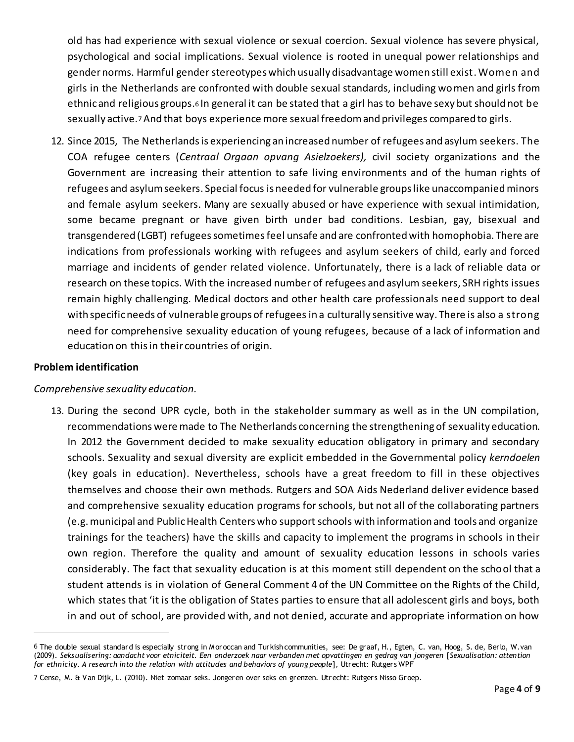old has had experience with sexual violence or sexual coercion. Sexual violence has severe physical, psychological and social implications. Sexual violence is rooted in unequal power relationships and gender norms. Harmful gender stereotypes which usually disadvantage women still exist. Women and girls in the Netherlands are confronted with double sexual standards, including women and girls from ethnic and religious groups.[6] In general it can be stated that a girl has to behave sexy but should not be sexually active.[7] And that boys experience more sexual freedom and privileges compared to girls.

12. Since 2015, The Netherlands is experiencing an increased number of refugees and asylum seekers. The COA refugee centers (*Centraal Orgaan opvang Asielzoekers),* civil society organizations and the Government are increasing their attention to safe living environments and of the human rights of refugees and asylum seekers. Special focus is needed for vulnerable groups like unaccompanied minors and female asylum seekers. Many are sexually abused or have experience with sexual intimidation, some became pregnant or have given birth under bad conditions. Lesbian, gay, bisexual and transgendered (LGBT) refugees sometimes feel unsafe and are confronted with homophobia. There are indications from professionals working with refugees and asylum seekers of child, early and forced marriage and incidents of gender related violence. Unfortunately, there is a lack of reliable data or research on these topics. With the increased number of refugees and asylum seekers, SRH rights issues remain highly challenging. Medical doctors and other health care professionals need support to deal with specific needs of vulnerable groups of refugees in a culturally sensitive way. There is also a strong need for comprehensive sexuality education of young refugees, because of a lack of information and education on this in their countries of origin.

**Problem identification**

*Comprehensive sexuality education.*

13. During the second UPR cycle, both in the stakeholder summary as well as in the UN compilation, recommendations were made to The Netherlands concerning the strengthening of sexuality education. In 2012 the Government decided to make sexuality education obligatory in primary and secondary schools. Sexuality and sexual diversity are explicit embedded in the Governmental policy *kerndoelen* (key goals in education). Nevertheless, schools have a great freedom to fill in these objectives themselves and choose their own methods. Rutgers and SOA Aids Nederland deliver evidence based and comprehensive sexuality education programs for schools, but not all of the collaborating partners (e.g. municipal and Public Health Centers who support schools with information and tools and organize trainings for the teachers) have the skills and capacity to implement the programs in schools in their own region. Therefore the quality and amount of sexuality education lessons in schools varies considerably. The fact that sexuality education is at this moment still dependent on the school that a student attends is in violation of General Comment 4 of the UN Committee on the Rights of the Child, which states that 'it is the obligation of States parties to ensure that all adolescent girls and boys, both in and out of school, are provided with, and not denied, accurate and appropriate information on how

---

[6] The double sexual standard is especially strong in Moroccan and Turkish communities, see: De graaf, H., Egten, C. van, Hoog, S. de, Berlo, W.van (2009). *Seksualisering: aandacht voor etniciteit. Een onderzoek naar verbanden met opvattingen en gedrag van jongeren* [*Sexualisation: attention for ethnicity. A research into the relation with attitudes and behaviors of young people*], Utrecht: Rutgers WPF

[7] Cense, M. & Van Dijk, L. (2010). Niet zomaar seks. Jongeren over seks en grenzen. Utrecht: Rutgers Nisso Groep.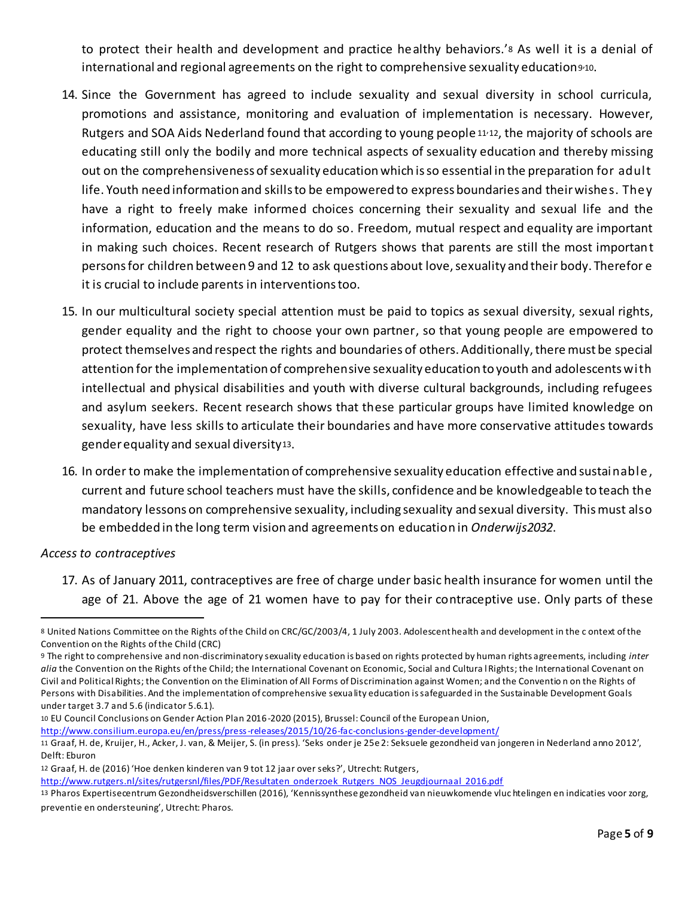to protect their health and development and practice healthy behaviors.'[8] As well it is a denial of international and regional agreements on the right to comprehensive sexuality education[9,10].

14. Since the Government has agreed to include sexuality and sexual diversity in school curricula, promotions and assistance, monitoring and evaluation of implementation is necessary. However, Rutgers and SOA Aids Nederland found that according to young people[11,12], the majority of schools are educating still only the bodily and more technical aspects of sexuality education and thereby missing out on the comprehensiveness of sexuality education which is so essential in the preparation for adult life. Youth need information and skills to be empowered to express boundaries and their wishes. They have a right to freely make informed choices concerning their sexuality and sexual life and the information, education and the means to do so. Freedom, mutual respect and equality are important in making such choices. Recent research of Rutgers shows that parents are still the most important persons for children between 9 and 12 to ask questions about love, sexuality and their body. Therefore it is crucial to include parents in interventions too.

15. In our multicultural society special attention must be paid to topics as sexual diversity, sexual rights, gender equality and the right to choose your own partner, so that young people are empowered to protect themselves and respect the rights and boundaries of others. Additionally, there must be special attention for the implementation of comprehensive sexuality education to youth and adolescents with intellectual and physical disabilities and youth with diverse cultural backgrounds, including refugees and asylum seekers. Recent research shows that these particular groups have limited knowledge on sexuality, have less skills to articulate their boundaries and have more conservative attitudes towards gender equality and sexual diversity[13].

16. In order to make the implementation of comprehensive sexuality education effective and sustainable, current and future school teachers must have the skills, confidence and be knowledgeable to teach the mandatory lessons on comprehensive sexuality, including sexuality and sexual diversity. This must also be embedded in the long term vision and agreements on education in *Onderwijs2032*.

*Access to contraceptives*

17. As of January 2011, contraceptives are free of charge under basic health insurance for women until the age of 21. Above the age of 21 women have to pay for their contraceptive use. Only parts of these

---

[8] United Nations Committee on the Rights of the Child on CRC/GC/2003/4, 1 July 2003. Adolescent health and development in the context of the Convention on the Rights of the Child (CRC)

[9] The right to comprehensive and non-discriminatory sexuality education is based on rights protected by human rights agreements, including *inter alia* the Convention on the Rights of the Child; the International Covenant on Economic, Social and Cultural Rights; the International Covenant on Civil and Political Rights; the Convention on the Elimination of All Forms of Discrimination against Women; and the Convention on the Rights of Persons with Disabilities. And the implementation of comprehensive sexuality education is safeguarded in the Sustainable Development Goals under target 3.7 and 5.6 (indicator 5.6.1).

[10] EU Council Conclusions on Gender Action Plan 2016-2020 (2015), Brussel: Council of the European Union, http://www.consilium.europa.eu/en/press/press-releases/2015/10/26-fac-conclusions-gender-development/

[11] Graaf, H. de, Kruijer, H., Acker, J. van, & Meijer, S. (in press). 'Seks onder je 25e 2: Seksuele gezondheid van jongeren in Nederland anno 2012', Delft: Eburon

[12] Graaf, H. de (2016) 'Hoe denken kinderen van 9 tot 12 jaar over seks?', Utrecht: Rutgers, http://www.rutgers.nl/sites/rutgersnl/files/PDF/Resultaten_onderzoek_Rutgers_NOS_Jeugdjournaal_2016.pdf

[13] Pharos Expertisecentrum Gezondheidsverschillen (2016), 'Kennissynthese gezondheid van nieuwkomende vluchtelingen en indicaties voor zorg, preventie en ondersteuning', Utrecht: Pharos.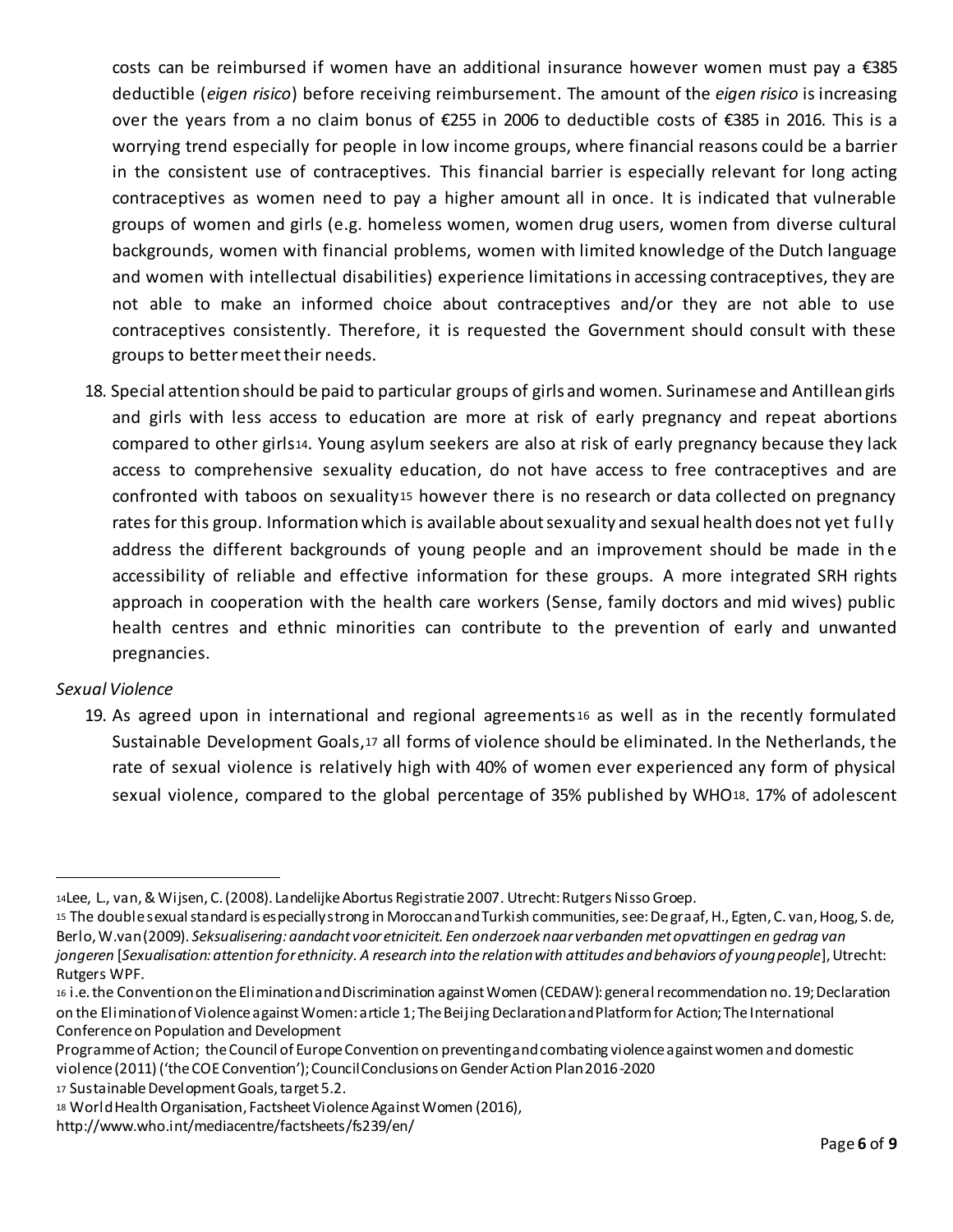costs can be reimbursed if women have an additional insurance however women must pay a €385 deductible (*eigen risico*) before receiving reimbursement. The amount of the *eigen risico* is increasing over the years from a no claim bonus of €255 in 2006 to deductible costs of €385 in 2016. This is a worrying trend especially for people in low income groups, where financial reasons could be a barrier in the consistent use of contraceptives. This financial barrier is especially relevant for long acting contraceptives as women need to pay a higher amount all in once. It is indicated that vulnerable groups of women and girls (e.g. homeless women, women drug users, women from diverse cultural backgrounds, women with financial problems, women with limited knowledge of the Dutch language and women with intellectual disabilities) experience limitations in accessing contraceptives, they are not able to make an informed choice about contraceptives and/or they are not able to use contraceptives consistently. Therefore, it is requested the Government should consult with these groups to better meet their needs.

18. Special attention should be paid to particular groups of girls and women. Surinamese and Antillean girls and girls with less access to education are more at risk of early pregnancy and repeat abortions compared to other girls[14]. Young asylum seekers are also at risk of early pregnancy because they lack access to comprehensive sexuality education, do not have access to free contraceptives and are confronted with taboos on sexuality[15] however there is no research or data collected on pregnancy rates for this group. Information which is available about sexuality and sexual health does not yet fully address the different backgrounds of young people and an improvement should be made in the accessibility of reliable and effective information for these groups. A more integrated SRH rights approach in cooperation with the health care workers (Sense, family doctors and mid wives) public health centres and ethnic minorities can contribute to the prevention of early and unwanted pregnancies.

*Sexual Violence*

19. As agreed upon in international and regional agreements[16] as well as in the recently formulated Sustainable Development Goals,[17] all forms of violence should be eliminated. In the Netherlands, the rate of sexual violence is relatively high with 40% of women ever experienced any form of physical sexual violence, compared to the global percentage of 35% published by WHO[18]. 17% of adolescent

---

[14] Lee, L., van, & Wijsen, C. (2008). Landelijke Abortus Registratie 2007. Utrecht: Rutgers Nisso Groep.

[15] The double sexual standard is especially strong in Moroccan and Turkish communities, see: De graaf, H., Egten, C. van, Hoog, S. de, Berlo, W. van (2009). *Seksualisering: aandacht voor etniciteit. Een onderzoek naar verbanden met opvattingen en gedrag van jongeren* [*Sexualisation: attention for ethnicity. A research into the relation with attitudes and behaviors of young people*], Utrecht: Rutgers WPF.

[16] i.e. the Convention on the Elimination and Discrimination against Women (CEDAW): general recommendation no. 19; Declaration on the Elimination of Violence against Women: article 1; The Beijing Declaration and Platform for Action; The International Conference on Population and Development Programme of Action; the Council of Europe Convention on preventing and combating violence against women and domestic violence (2011) ('the COE Convention'); Council Conclusions on Gender Action Plan 2016-2020

[17] Sustainable Development Goals, target 5.2.

[18] World Health Organisation, Factsheet Violence Against Women (2016), http://www.who.int/mediacentre/factsheets/fs239/en/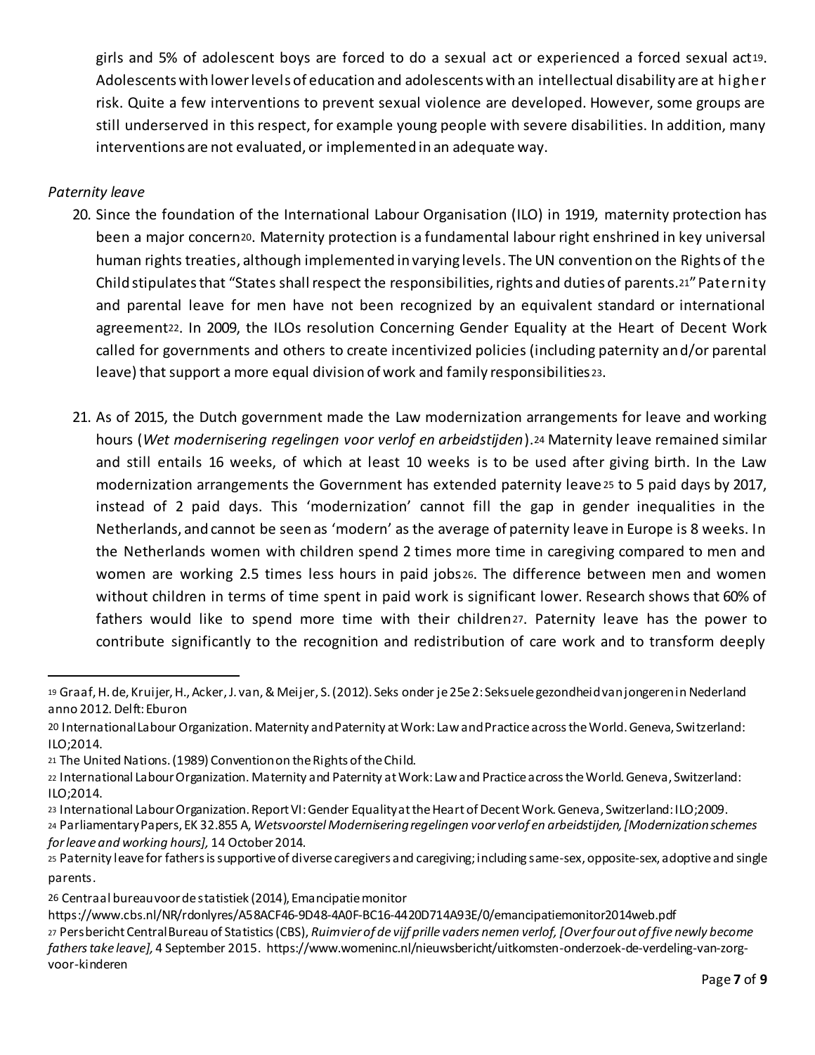girls and 5% of adolescent boys are forced to do a sexual act or experienced a forced sexual act[19]. Adolescents with lower levels of education and adolescents with an intellectual disability are at higher risk. Quite a few interventions to prevent sexual violence are developed. However, some groups are still underserved in this respect, for example young people with severe disabilities. In addition, many interventions are not evaluated, or implemented in an adequate way.

*Paternity leave*

20. Since the foundation of the International Labour Organisation (ILO) in 1919, maternity protection has been a major concern[20]. Maternity protection is a fundamental labour right enshrined in key universal human rights treaties, although implemented in varying levels. The UN convention on the Rights of the Child stipulates that "States shall respect the responsibilities, rights and duties of parents.[21]" Paternity and parental leave for men have not been recognized by an equivalent standard or international agreement[22]. In 2009, the ILOs resolution Concerning Gender Equality at the Heart of Decent Work called for governments and others to create incentivized policies (including paternity and/or parental leave) that support a more equal division of work and family responsibilities[23].

21. As of 2015, the Dutch government made the Law modernization arrangements for leave and working hours (*Wet modernisering regelingen voor verlof en arbeidstijden*).[24] Maternity leave remained similar and still entails 16 weeks, of which at least 10 weeks is to be used after giving birth. In the Law modernization arrangements the Government has extended paternity leave[25] to 5 paid days by 2017, instead of 2 paid days. This 'modernization' cannot fill the gap in gender inequalities in the Netherlands, and cannot be seen as 'modern' as the average of paternity leave in Europe is 8 weeks. In the Netherlands women with children spend 2 times more time in caregiving compared to men and women are working 2.5 times less hours in paid jobs[26]. The difference between men and women without children in terms of time spent in paid work is significant lower. Research shows that 60% of fathers would like to spend more time with their children[27]. Paternity leave has the power to contribute significantly to the recognition and redistribution of care work and to transform deeply

---

[19] Graaf, H. de, Kruijer, H., Acker, J. van, & Meijer, S. (2012). Seks onder je 25e 2: Seksuele gezondheid van jongeren in Nederland anno 2012. Delft: Eburon

[20] International Labour Organization. Maternity and Paternity at Work: Law and Practice across the World. Geneva, Switzerland: ILO;2014.

[21] The United Nations. (1989) Convention on the Rights of the Child.

[22] International Labour Organization. Maternity and Paternity at Work: Law and Practice across the World. Geneva, Switzerland: ILO;2014.

[23] International Labour Organization. Report VI: Gender Equality at the Heart of Decent Work. Geneva, Switzerland: ILO;2009.

[24] Parliamentary Papers, EK 32.855 A, *Wetsvoorstel Modernisering regelingen voor verlof en arbeidstijden, [Modernization schemes for leave and working hours]*, 14 October 2014.

[25] Paternity leave for fathers is supportive of diverse caregivers and caregiving; including same-sex, opposite-sex, adoptive and single parents.

[26] Centraal bureau voor de statistiek (2014), Emancipatie monitor https://www.cbs.nl/NR/rdonlyres/A58ACF46-9D48-4A0F-BC16-4420D714A93E/0/emancipatiemonitor2014web.pdf

[27] Persbericht Central Bureau of Statistics (CBS), *Ruim vier of de vijf prille vaders nemen verlof, [Over four out of five newly become fathers take leave]*, 4 September 2015. https://www.womeninc.nl/nieuwsbericht/uitkomsten-onderzoek-de-verdeling-van-zorg-voor-kinderen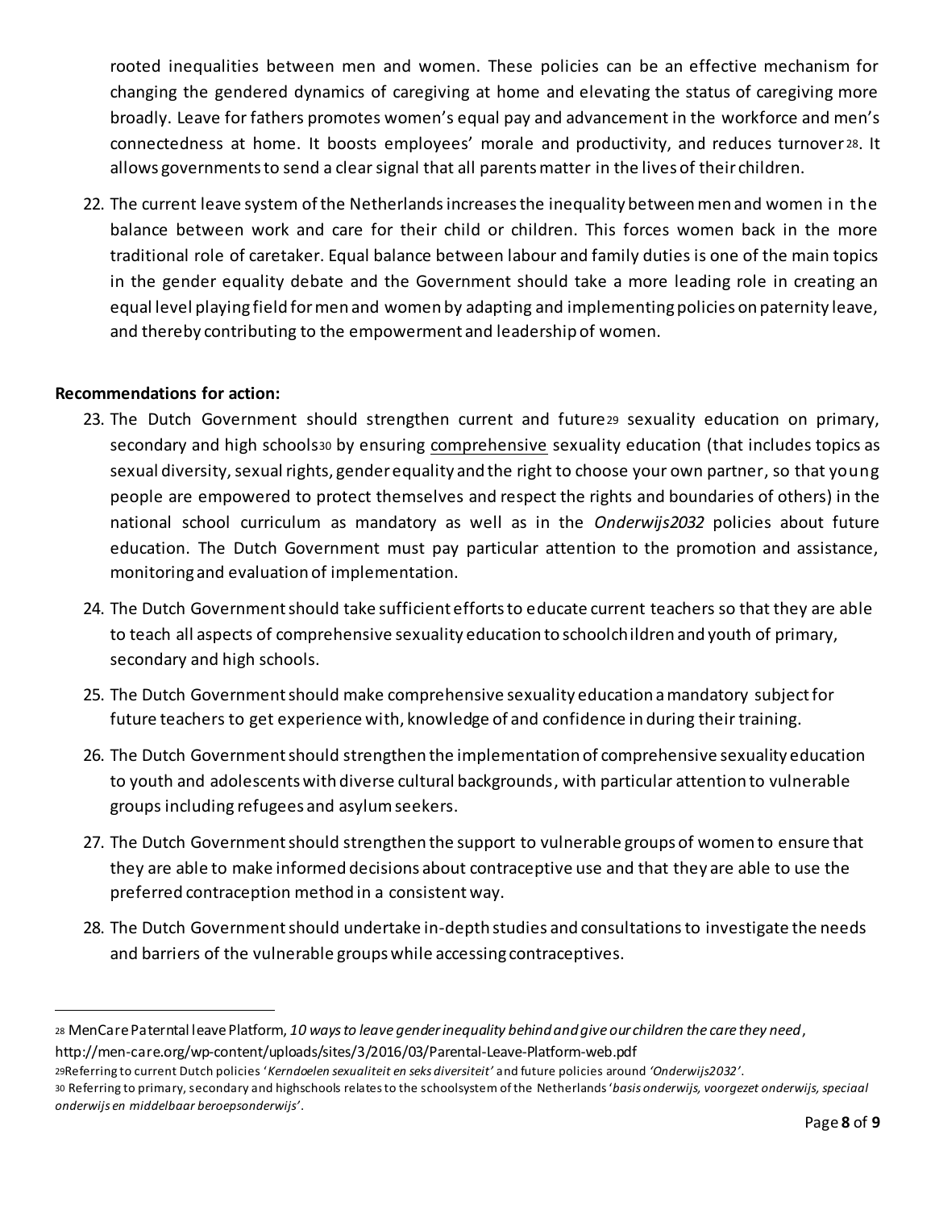rooted inequalities between men and women. These policies can be an effective mechanism for changing the gendered dynamics of caregiving at home and elevating the status of caregiving more broadly. Leave for fathers promotes women's equal pay and advancement in the workforce and men's connectedness at home. It boosts employees' morale and productivity, and reduces turnover[28]. It allows governments to send a clear signal that all parents matter in the lives of their children.

22. The current leave system of the Netherlands increases the inequality between men and women in the balance between work and care for their child or children. This forces women back in the more traditional role of caretaker. Equal balance between labour and family duties is one of the main topics in the gender equality debate and the Government should take a more leading role in creating an equal level playing field for men and women by adapting and implementing policies on paternity leave, and thereby contributing to the empowerment and leadership of women.

**Recommendations for action:**

23. The Dutch Government should strengthen current and future[29] sexuality education on primary, secondary and high schools[30] by ensuring comprehensive sexuality education (that includes topics as sexual diversity, sexual rights, gender equality and the right to choose your own partner, so that young people are empowered to protect themselves and respect the rights and boundaries of others) in the national school curriculum as mandatory as well as in the *Onderwijs2032* policies about future education. The Dutch Government must pay particular attention to the promotion and assistance, monitoring and evaluation of implementation.
24. The Dutch Government should take sufficient efforts to educate current teachers so that they are able to teach all aspects of comprehensive sexuality education to schoolchildren and youth of primary, secondary and high schools.
25. The Dutch Government should make comprehensive sexuality education a mandatory subject for future teachers to get experience with, knowledge of and confidence in during their training.
26. The Dutch Government should strengthen the implementation of comprehensive sexuality education to youth and adolescents with diverse cultural backgrounds, with particular attention to vulnerable groups including refugees and asylum seekers.
27. The Dutch Government should strengthen the support to vulnerable groups of women to ensure that they are able to make informed decisions about contraceptive use and that they are able to use the preferred contraception method in a consistent way.
28. The Dutch Government should undertake in-depth studies and consultations to investigate the needs and barriers of the vulnerable groups while accessing contraceptives.

---

[28] MenCare Paterntal leave Platform, *10 ways to leave gender inequality behind and give our children the care they need*, http://men-care.org/wp-content/uploads/sites/3/2016/03/Parental-Leave-Platform-web.pdf

[29] Referring to current Dutch policies '*Kerndoelen sexualiteit en seks diversiteit'* and future policies around *'Onderwijs2032'*.

[30] Referring to primary, secondary and highschools relates to the schoolsystem of the Netherlands '*basis onderwijs, voorgezet onderwijs, speciaal onderwijs en middelbaar beroepsonderwijs'*.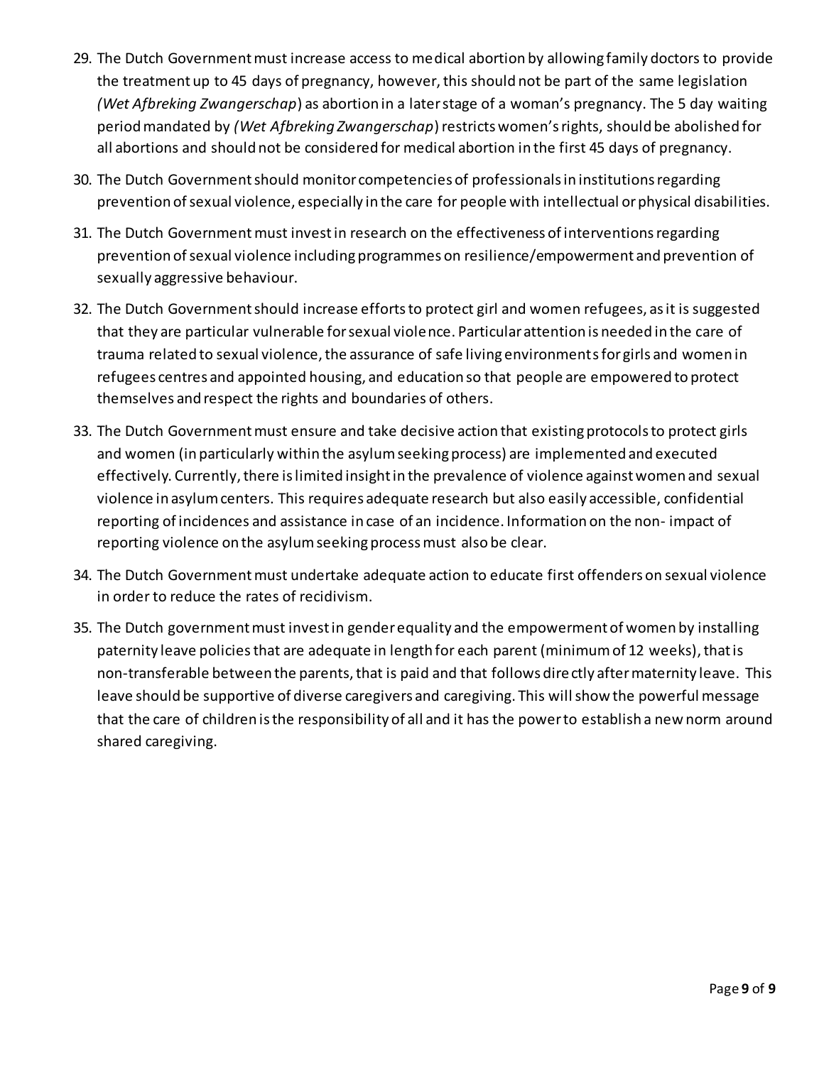29. The Dutch Government must increase access to medical abortion by allowing family doctors to provide the treatment up to 45 days of pregnancy, however, this should not be part of the same legislation *(Wet Afbreking Zwangerschap*) as abortion in a later stage of a woman's pregnancy. The 5 day waiting period mandated by *(Wet Afbreking Zwangerschap*) restricts women's rights, should be abolished for all abortions and should not be considered for medical abortion in the first 45 days of pregnancy.
30. The Dutch Government should monitor competencies of professionals in institutions regarding prevention of sexual violence, especially in the care for people with intellectual or physical disabilities.
31. The Dutch Government must invest in research on the effectiveness of interventions regarding prevention of sexual violence including programmes on resilience/empowerment and prevention of sexually aggressive behaviour.
32. The Dutch Government should increase efforts to protect girl and women refugees, as it is suggested that they are particular vulnerable for sexual violence. Particular attention is needed in the care of trauma related to sexual violence, the assurance of safe living environments for girls and women in refugees centres and appointed housing, and education so that people are empowered to protect themselves and respect the rights and boundaries of others.
33. The Dutch Government must ensure and take decisive action that existing protocols to protect girls and women (in particularly within the asylum seeking process) are implemented and executed effectively. Currently, there is limited insight in the prevalence of violence against women and sexual violence in asylum centers. This requires adequate research but also easily accessible, confidential reporting of incidences and assistance in case of an incidence. Information on the non- impact of reporting violence on the asylum seeking process must also be clear.
34. The Dutch Government must undertake adequate action to educate first offenders on sexual violence in order to reduce the rates of recidivism.
35. The Dutch government must invest in gender equality and the empowerment of women by installing paternity leave policies that are adequate in length for each parent (minimum of 12 weeks), that is non-transferable between the parents, that is paid and that follows directly after maternity leave. This leave should be supportive of diverse caregivers and caregiving. This will show the powerful message that the care of children is the responsibility of all and it has the power to establish a new norm around shared caregiving.